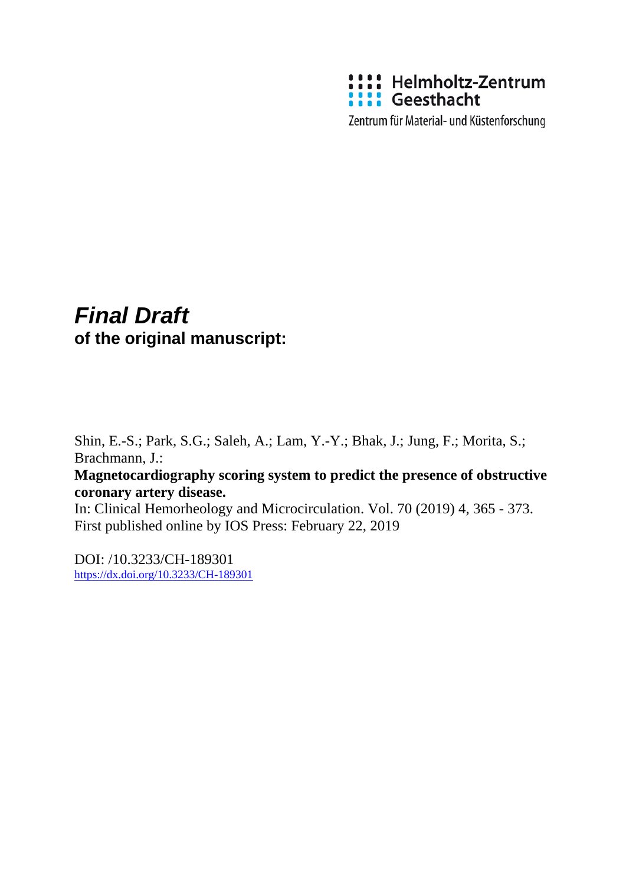Helmholtz-Zentrum Geesthacht

Zentrum für Material- und Küstenforschung

# *Final Draft*

## of the original manuscript:

Shin, E.-S.; Park, S.G.; Saleh, A.; Lam, Y.-Y.; Bhak, J.; Jung, F.; Morita, S.; Brachmann, J.:

**Magnetocardiography scoring system to predict the presence of obstructive coronary artery disease.**

In: Clinical Hemorheology and Microcirculation. Vol. 70 (2019) 4, 365 - 373.

First published online by IOS Press: February 22, 2019

DOI: /10.3233/CH-189301

https://dx.doi.org/10.3233/CH-189301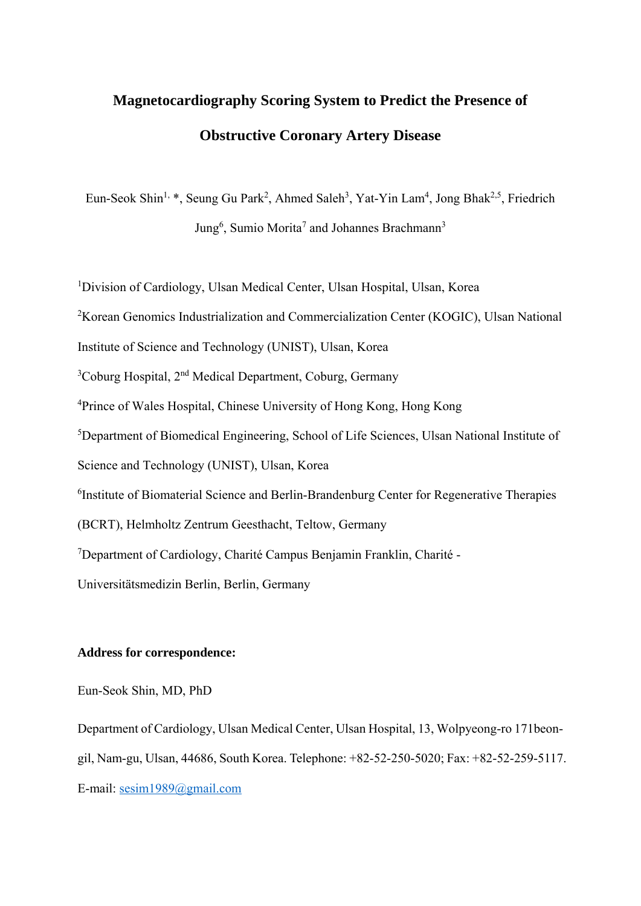# Magnetocardiography Scoring System to Predict the Presence of Obstructive Coronary Artery Disease

Eun-Seok Shin[1, *], Seung Gu Park[2], Ahmed Saleh[3], Yat-Yin Lam[4], Jong Bhak[2,5], Friedrich Jung[6], Sumio Morita[7] and Johannes Brachmann[3]

[1]Division of Cardiology, Ulsan Medical Center, Ulsan Hospital, Ulsan, Korea

[2]Korean Genomics Industrialization and Commercialization Center (KOGIC), Ulsan National Institute of Science and Technology (UNIST), Ulsan, Korea

[3]Coburg Hospital, 2nd Medical Department, Coburg, Germany

[4]Prince of Wales Hospital, Chinese University of Hong Kong, Hong Kong

[5]Department of Biomedical Engineering, School of Life Sciences, Ulsan National Institute of Science and Technology (UNIST), Ulsan, Korea

[6]Institute of Biomaterial Science and Berlin-Brandenburg Center for Regenerative Therapies (BCRT), Helmholtz Zentrum Geesthacht, Teltow, Germany

[7]Department of Cardiology, Charité Campus Benjamin Franklin, Charité - Universitätsmedizin Berlin, Berlin, Germany

**Address for correspondence:**

Eun-Seok Shin, MD, PhD

Department of Cardiology, Ulsan Medical Center, Ulsan Hospital, 13, Wolpyeong-ro 171beon-gil, Nam-gu, Ulsan, 44686, South Korea. Telephone: +82-52-250-5020; Fax: +82-52-259-5117. E-mail: sesim1989@gmail.com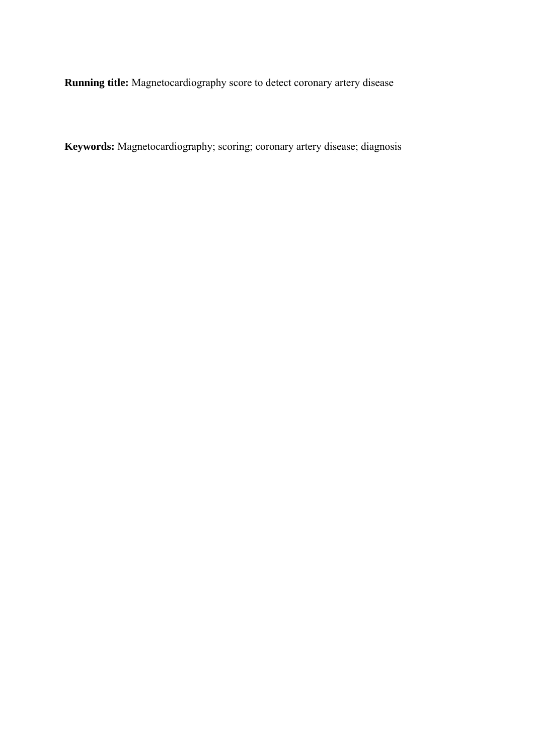**Running title:** Magnetocardiography score to detect coronary artery disease

**Keywords:** Magnetocardiography; scoring; coronary artery disease; diagnosis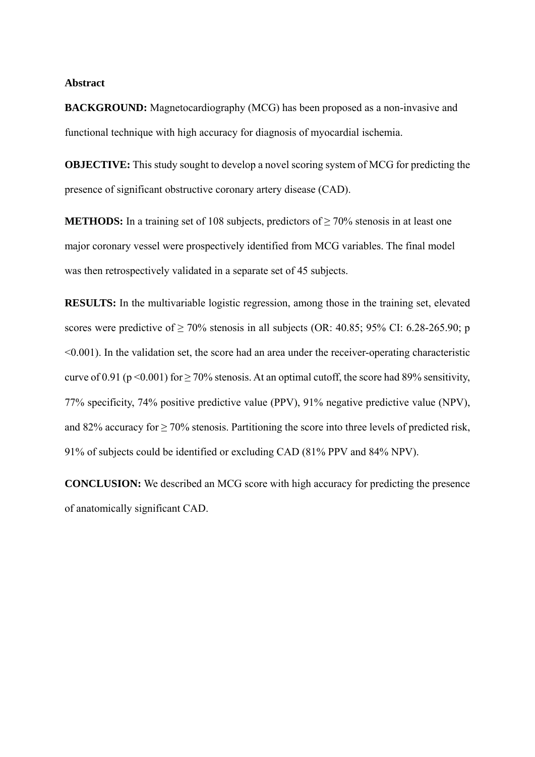**Abstract**

**BACKGROUND:** Magnetocardiography (MCG) has been proposed as a non-invasive and functional technique with high accuracy for diagnosis of myocardial ischemia.

**OBJECTIVE:** This study sought to develop a novel scoring system of MCG for predicting the presence of significant obstructive coronary artery disease (CAD).

**METHODS:** In a training set of 108 subjects, predictors of ≥ 70% stenosis in at least one major coronary vessel were prospectively identified from MCG variables. The final model was then retrospectively validated in a separate set of 45 subjects.

**RESULTS:** In the multivariable logistic regression, among those in the training set, elevated scores were predictive of ≥ 70% stenosis in all subjects (OR: 40.85; 95% CI: 6.28-265.90; p <0.001). In the validation set, the score had an area under the receiver-operating characteristic curve of 0.91 (p <0.001) for ≥ 70% stenosis. At an optimal cutoff, the score had 89% sensitivity, 77% specificity, 74% positive predictive value (PPV), 91% negative predictive value (NPV), and 82% accuracy for ≥ 70% stenosis. Partitioning the score into three levels of predicted risk, 91% of subjects could be identified or excluding CAD (81% PPV and 84% NPV).

**CONCLUSION:** We described an MCG score with high accuracy for predicting the presence of anatomically significant CAD.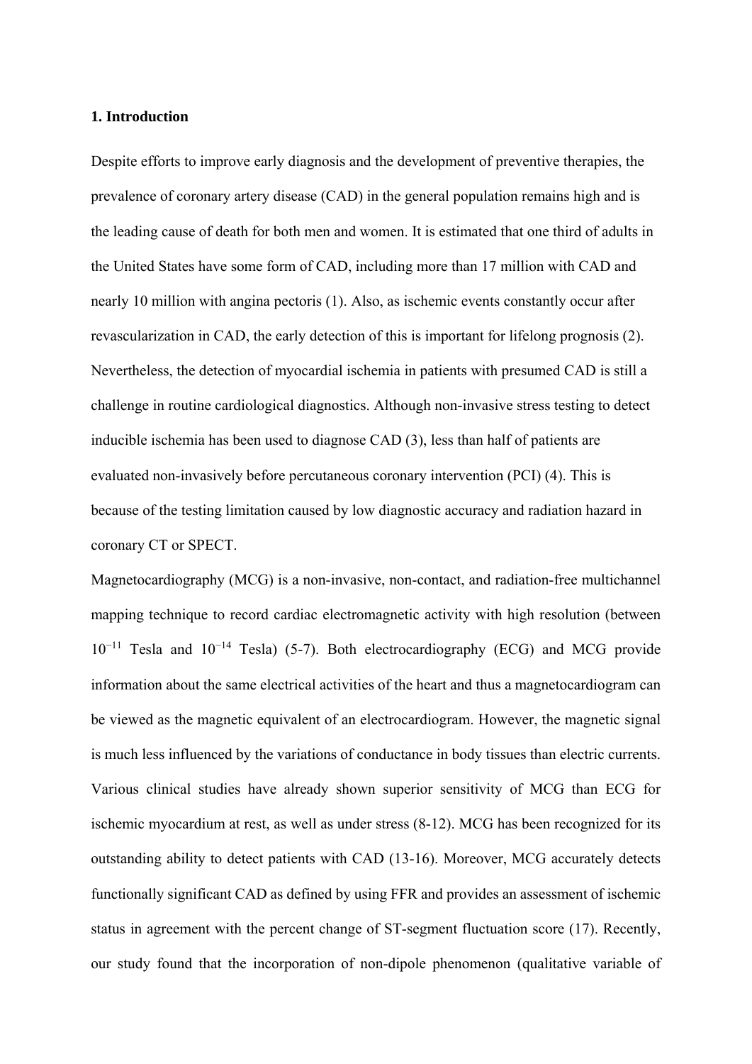### 1. Introduction

Despite efforts to improve early diagnosis and the development of preventive therapies, the prevalence of coronary artery disease (CAD) in the general population remains high and is the leading cause of death for both men and women. It is estimated that one third of adults in the United States have some form of CAD, including more than 17 million with CAD and nearly 10 million with angina pectoris (1). Also, as ischemic events constantly occur after revascularization in CAD, the early detection of this is important for lifelong prognosis (2). Nevertheless, the detection of myocardial ischemia in patients with presumed CAD is still a challenge in routine cardiological diagnostics. Although non-invasive stress testing to detect inducible ischemia has been used to diagnose CAD (3), less than half of patients are evaluated non-invasively before percutaneous coronary intervention (PCI) (4). This is because of the testing limitation caused by low diagnostic accuracy and radiation hazard in coronary CT or SPECT.

Magnetocardiography (MCG) is a non-invasive, non-contact, and radiation-free multichannel mapping technique to record cardiac electromagnetic activity with high resolution (between $10^{-11}$ Tesla and $10^{-14}$ Tesla) (5-7). Both electrocardiography (ECG) and MCG provide information about the same electrical activities of the heart and thus a magnetocardiogram can be viewed as the magnetic equivalent of an electrocardiogram. However, the magnetic signal is much less influenced by the variations of conductance in body tissues than electric currents. Various clinical studies have already shown superior sensitivity of MCG than ECG for ischemic myocardium at rest, as well as under stress (8-12). MCG has been recognized for its outstanding ability to detect patients with CAD (13-16). Moreover, MCG accurately detects functionally significant CAD as defined by using FFR and provides an assessment of ischemic status in agreement with the percent change of ST-segment fluctuation score (17). Recently, our study found that the incorporation of non-dipole phenomenon (qualitative variable of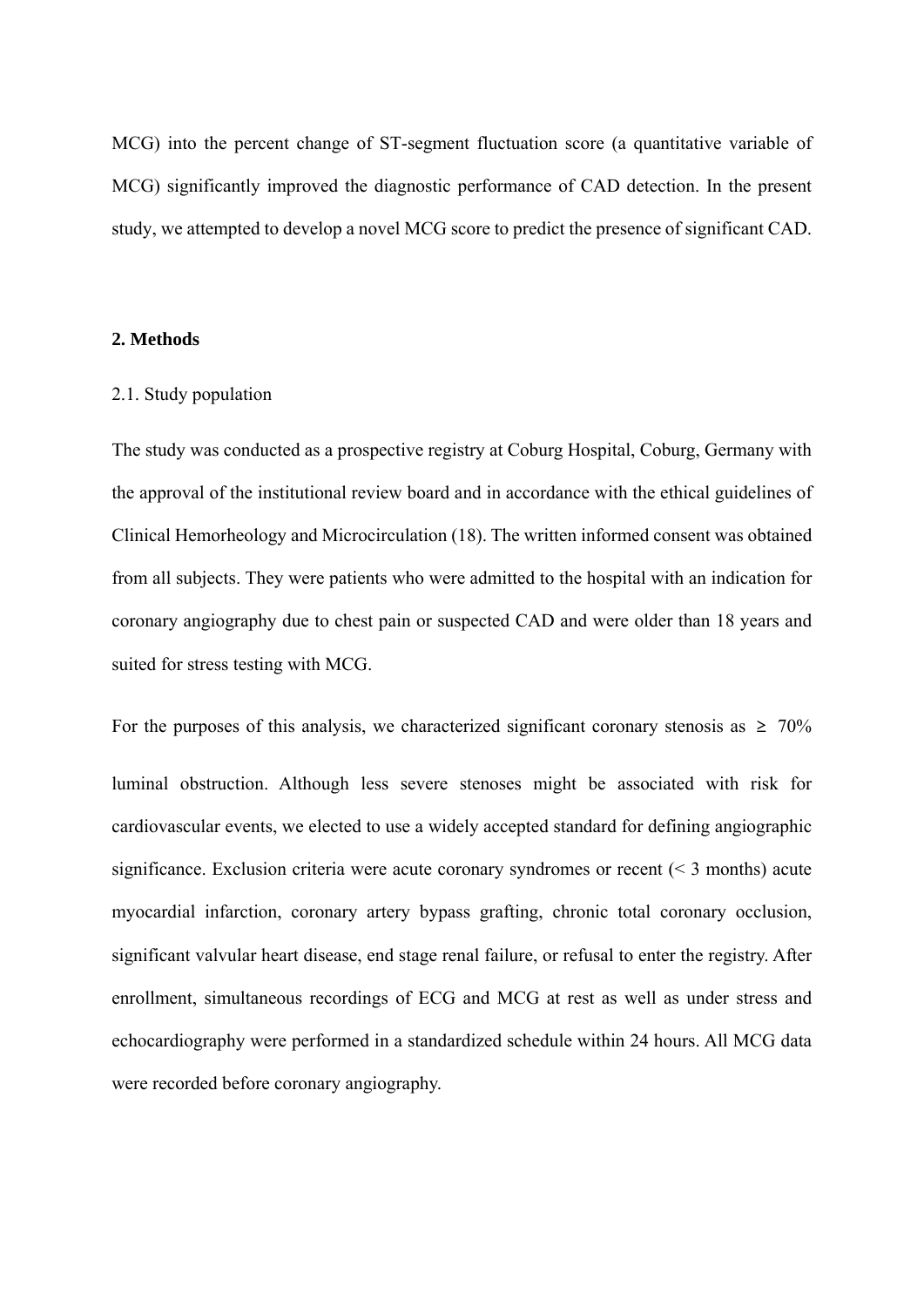MCG) into the percent change of ST-segment fluctuation score (a quantitative variable of MCG) significantly improved the diagnostic performance of CAD detection. In the present study, we attempted to develop a novel MCG score to predict the presence of significant CAD.

## 2. Methods

### 2.1. Study population

The study was conducted as a prospective registry at Coburg Hospital, Coburg, Germany with the approval of the institutional review board and in accordance with the ethical guidelines of Clinical Hemorheology and Microcirculation (18). The written informed consent was obtained from all subjects. They were patients who were admitted to the hospital with an indication for coronary angiography due to chest pain or suspected CAD and were older than 18 years and suited for stress testing with MCG.

For the purposes of this analysis, we characterized significant coronary stenosis as ≥ 70% luminal obstruction. Although less severe stenoses might be associated with risk for cardiovascular events, we elected to use a widely accepted standard for defining angiographic significance. Exclusion criteria were acute coronary syndromes or recent (< 3 months) acute myocardial infarction, coronary artery bypass grafting, chronic total coronary occlusion, significant valvular heart disease, end stage renal failure, or refusal to enter the registry. After enrollment, simultaneous recordings of ECG and MCG at rest as well as under stress and echocardiography were performed in a standardized schedule within 24 hours. All MCG data were recorded before coronary angiography.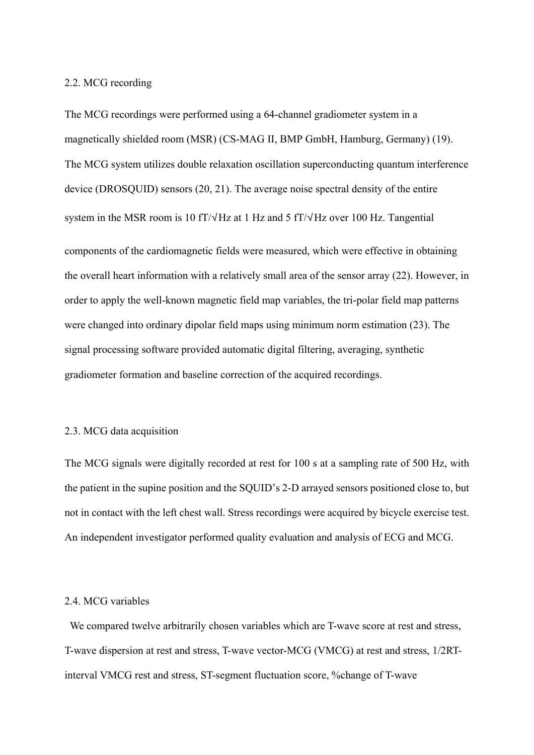## 2.2. MCG recording

The MCG recordings were performed using a 64-channel gradiometer system in a magnetically shielded room (MSR) (CS-MAG II, BMP GmbH, Hamburg, Germany) (19). The MCG system utilizes double relaxation oscillation superconducting quantum interference device (DROSQUID) sensors (20, 21). The average noise spectral density of the entire system in the MSR room is 10 fT/√Hz at 1 Hz and 5 fT/√Hz over 100 Hz. Tangential components of the cardiomagnetic fields were measured, which were effective in obtaining the overall heart information with a relatively small area of the sensor array (22). However, in order to apply the well-known magnetic field map variables, the tri-polar field map patterns were changed into ordinary dipolar field maps using minimum norm estimation (23). The signal processing software provided automatic digital filtering, averaging, synthetic gradiometer formation and baseline correction of the acquired recordings.

## 2.3. MCG data acquisition

The MCG signals were digitally recorded at rest for 100 s at a sampling rate of 500 Hz, with the patient in the supine position and the SQUID's 2-D arrayed sensors positioned close to, but not in contact with the left chest wall. Stress recordings were acquired by bicycle exercise test. An independent investigator performed quality evaluation and analysis of ECG and MCG.

## 2.4. MCG variables

We compared twelve arbitrarily chosen variables which are T-wave score at rest and stress, T-wave dispersion at rest and stress, T-wave vector-MCG (VMCG) at rest and stress, 1/2RT-interval VMCG rest and stress, ST-segment fluctuation score, %change of T-wave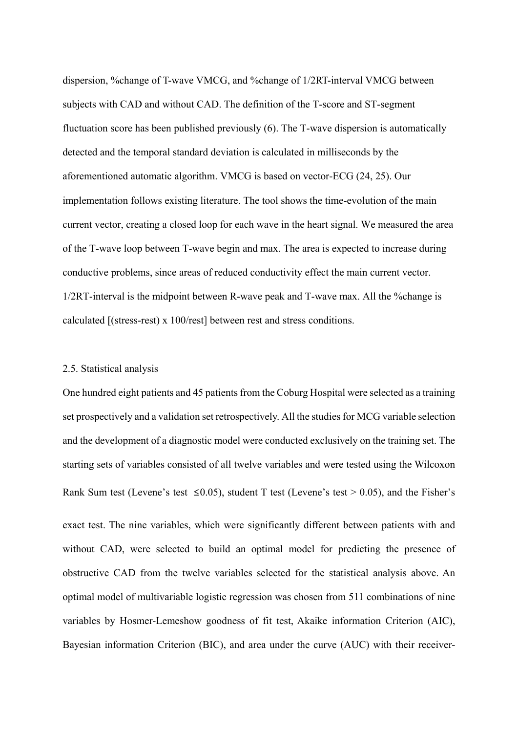dispersion, %change of T-wave VMCG, and %change of 1/2RT-interval VMCG between subjects with CAD and without CAD. The definition of the T-score and ST-segment fluctuation score has been published previously (6). The T-wave dispersion is automatically detected and the temporal standard deviation is calculated in milliseconds by the aforementioned automatic algorithm. VMCG is based on vector-ECG (24, 25). Our implementation follows existing literature. The tool shows the time-evolution of the main current vector, creating a closed loop for each wave in the heart signal. We measured the area of the T-wave loop between T-wave begin and max. The area is expected to increase during conductive problems, since areas of reduced conductivity effect the main current vector. 1/2RT-interval is the midpoint between R-wave peak and T-wave max. All the %change is calculated [(stress-rest) x 100/rest] between rest and stress conditions.

## 2.5. Statistical analysis

One hundred eight patients and 45 patients from the Coburg Hospital were selected as a training set prospectively and a validation set retrospectively. All the studies for MCG variable selection and the development of a diagnostic model were conducted exclusively on the training set. The starting sets of variables consisted of all twelve variables and were tested using the Wilcoxon Rank Sum test (Levene's test $\leq 0.05$), student T test (Levene's test $> 0.05$), and the Fisher's exact test. The nine variables, which were significantly different between patients with and without CAD, were selected to build an optimal model for predicting the presence of obstructive CAD from the twelve variables selected for the statistical analysis above. An optimal model of multivariable logistic regression was chosen from 511 combinations of nine variables by Hosmer-Lemeshow goodness of fit test, Akaike information Criterion (AIC), Bayesian information Criterion (BIC), and area under the curve (AUC) with their receiver-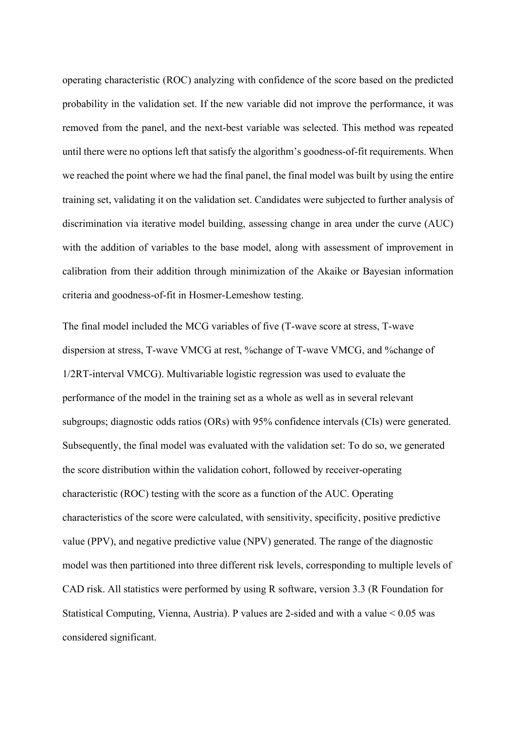operating characteristic (ROC) analyzing with confidence of the score based on the predicted probability in the validation set. If the new variable did not improve the performance, it was removed from the panel, and the next-best variable was selected. This method was repeated until there were no options left that satisfy the algorithm's goodness-of-fit requirements. When we reached the point where we had the final panel, the final model was built by using the entire training set, validating it on the validation set. Candidates were subjected to further analysis of discrimination via iterative model building, assessing change in area under the curve (AUC) with the addition of variables to the base model, along with assessment of improvement in calibration from their addition through minimization of the Akaike or Bayesian information criteria and goodness-of-fit in Hosmer-Lemeshow testing.

The final model included the MCG variables of five (T-wave score at stress, T-wave dispersion at stress, T-wave VMCG at rest, %change of T-wave VMCG, and %change of 1/2RT-interval VMCG). Multivariable logistic regression was used to evaluate the performance of the model in the training set as a whole as well as in several relevant subgroups; diagnostic odds ratios (ORs) with 95% confidence intervals (CIs) were generated. Subsequently, the final model was evaluated with the validation set: To do so, we generated the score distribution within the validation cohort, followed by receiver-operating characteristic (ROC) testing with the score as a function of the AUC. Operating characteristics of the score were calculated, with sensitivity, specificity, positive predictive value (PPV), and negative predictive value (NPV) generated. The range of the diagnostic model was then partitioned into three different risk levels, corresponding to multiple levels of CAD risk. All statistics were performed by using R software, version 3.3 (R Foundation for Statistical Computing, Vienna, Austria). P values are 2-sided and with a value < 0.05 was considered significant.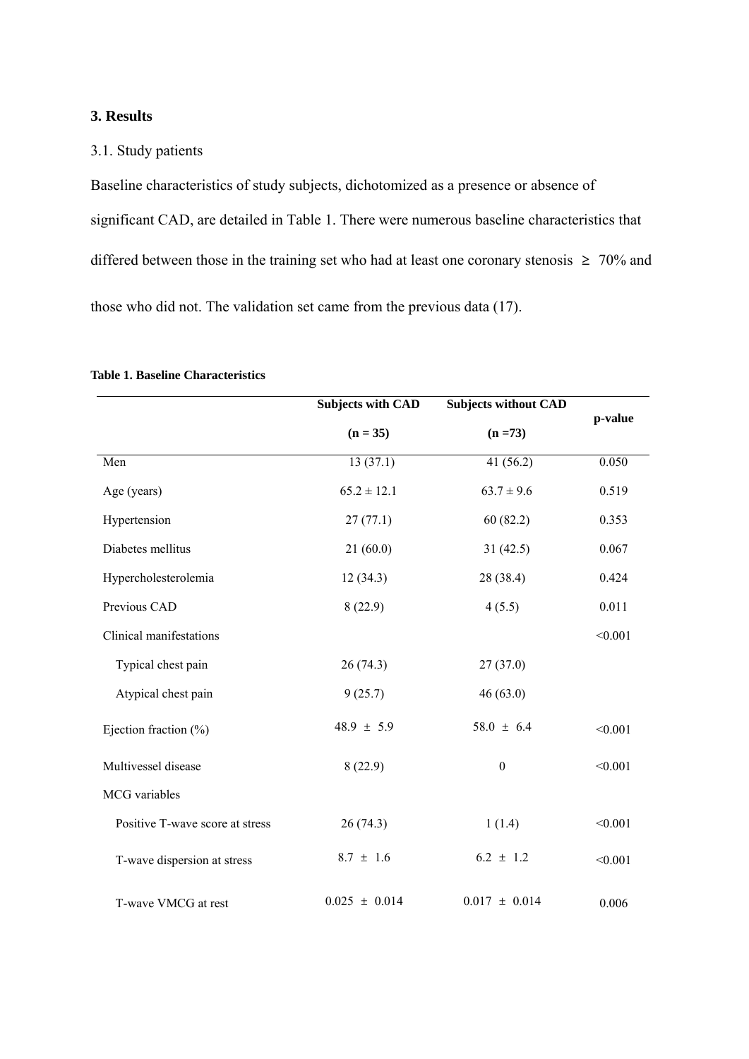## 3. Results

### 3.1. Study patients

Baseline characteristics of study subjects, dichotomized as a presence or absence of significant CAD, are detailed in Table 1. There were numerous baseline characteristics that differed between those in the training set who had at least one coronary stenosis ≥ 70% and those who did not. The validation set came from the previous data (17).

**Table 1. Baseline Characteristics**

| | Subjects with CAD (n = 35) | Subjects without CAD (n =73) | p-value |
|---|---|---|---|
| Men | 13 (37.1) | 41 (56.2) | 0.050 |
| Age (years) | 65.2 ± 12.1 | 63.7 ± 9.6 | 0.519 |
| Hypertension | 27 (77.1) | 60 (82.2) | 0.353 |
| Diabetes mellitus | 21 (60.0) | 31 (42.5) | 0.067 |
| Hypercholesterolemia | 12 (34.3) | 28 (38.4) | 0.424 |
| Previous CAD | 8 (22.9) | 4 (5.5) | 0.011 |
| Clinical manifestations | | | <0.001 |
| Typical chest pain | 26 (74.3) | 27 (37.0) | |
| Atypical chest pain | 9 (25.7) | 46 (63.0) | |
| Ejection fraction (%) | 48.9 ± 5.9 | 58.0 ± 6.4 | <0.001 |
| Multivessel disease | 8 (22.9) | 0 | <0.001 |
| MCG variables | | | |
| Positive T-wave score at stress | 26 (74.3) | 1 (1.4) | <0.001 |
| T-wave dispersion at stress | 8.7 ± 1.6 | 6.2 ± 1.2 | <0.001 |
| T-wave VMCG at rest | 0.025 ± 0.014 | 0.017 ± 0.014 | 0.006 |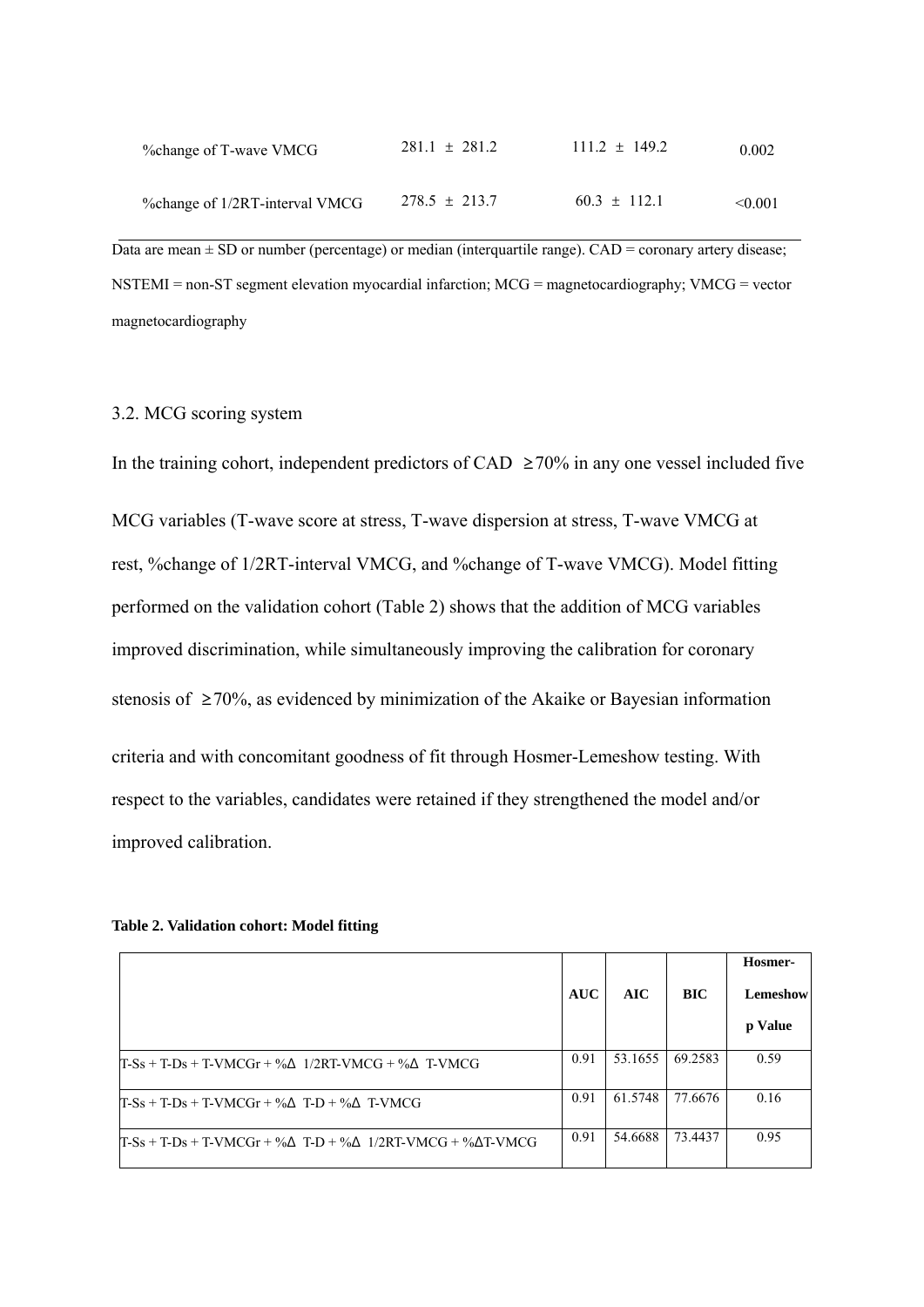| | | | |
|---|---|---|---|
| %change of T-wave VMCG | 281.1 ± 281.2 | 111.2 ± 149.2 | 0.002 |
| %change of 1/2RT-interval VMCG | 278.5 ± 213.7 | 60.3 ± 112.1 | <0.001 |

Data are mean ± SD or number (percentage) or median (interquartile range). CAD = coronary artery disease; NSTEMI = non-ST segment elevation myocardial infarction; MCG = magnetocardiography; VMCG = vector magnetocardiography

### 3.2. MCG scoring system

In the training cohort, independent predictors of CAD ≥70% in any one vessel included five MCG variables (T-wave score at stress, T-wave dispersion at stress, T-wave VMCG at rest, %change of 1/2RT-interval VMCG, and %change of T-wave VMCG). Model fitting performed on the validation cohort (Table 2) shows that the addition of MCG variables improved discrimination, while simultaneously improving the calibration for coronary stenosis of ≥70%, as evidenced by minimization of the Akaike or Bayesian information criteria and with concomitant goodness of fit through Hosmer-Lemeshow testing. With respect to the variables, candidates were retained if they strengthened the model and/or improved calibration.

**Table 2. Validation cohort: Model fitting**

| | AUC | AIC | BIC | Hosmer-Lemeshow p Value |
|---|---|---|---|---|
| T-Ss + T-Ds + T-VMCGr + %Δ 1/2RT-VMCG + %Δ T-VMCG | 0.91 | 53.1655 | 69.2583 | 0.59 |
| T-Ss + T-Ds + T-VMCGr + %Δ T-D + %Δ T-VMCG | 0.91 | 61.5748 | 77.6676 | 0.16 |
| T-Ss + T-Ds + T-VMCGr + %Δ T-D + %Δ 1/2RT-VMCG + %ΔT-VMCG | 0.91 | 54.6688 | 73.4437 | 0.95 |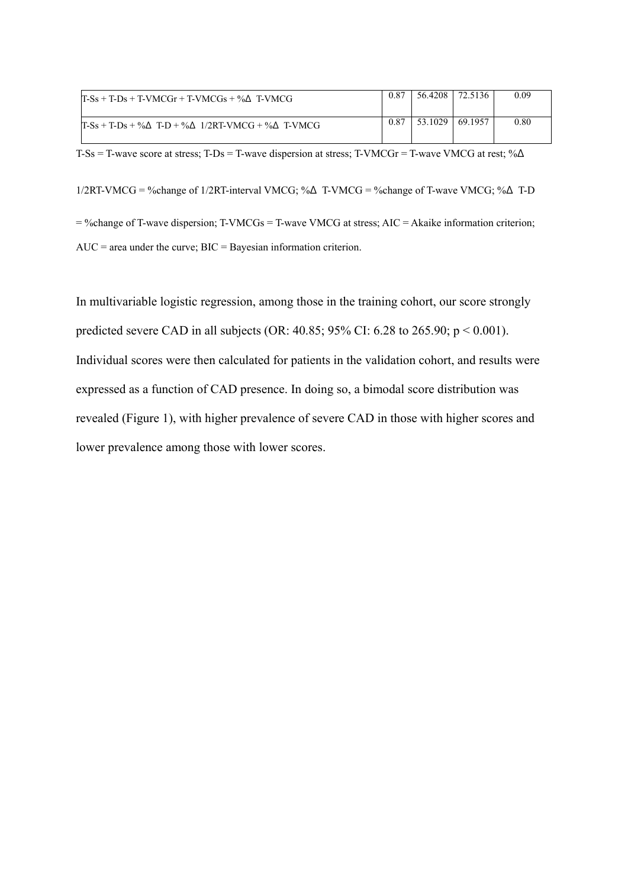| | | | | |
|---|---|---|---|---|
| T-Ss + T-Ds + T-VMCGr + T-VMCGs + %Δ T-VMCG | 0.87 | 56.4208 | 72.5136 | 0.09 |
| T-Ss + T-Ds + %Δ T-D + %Δ 1/2RT-VMCG + %Δ T-VMCG | 0.87 | 53.1029 | 69.1957 | 0.80 |

T-Ss = T-wave score at stress; T-Ds = T-wave dispersion at stress; T-VMCGr = T-wave VMCG at rest; %Δ 1/2RT-VMCG = %change of 1/2RT-interval VMCG; %Δ T-VMCG = %change of T-wave VMCG; %Δ T-D = %change of T-wave dispersion; T-VMCGs = T-wave VMCG at stress; AIC = Akaike information criterion; AUC = area under the curve; BIC = Bayesian information criterion.

In multivariable logistic regression, among those in the training cohort, our score strongly predicted severe CAD in all subjects (OR: 40.85; 95% CI: 6.28 to 265.90; $p < 0.001$). Individual scores were then calculated for patients in the validation cohort, and results were expressed as a function of CAD presence. In doing so, a bimodal score distribution was revealed (Figure 1), with higher prevalence of severe CAD in those with higher scores and lower prevalence among those with lower scores.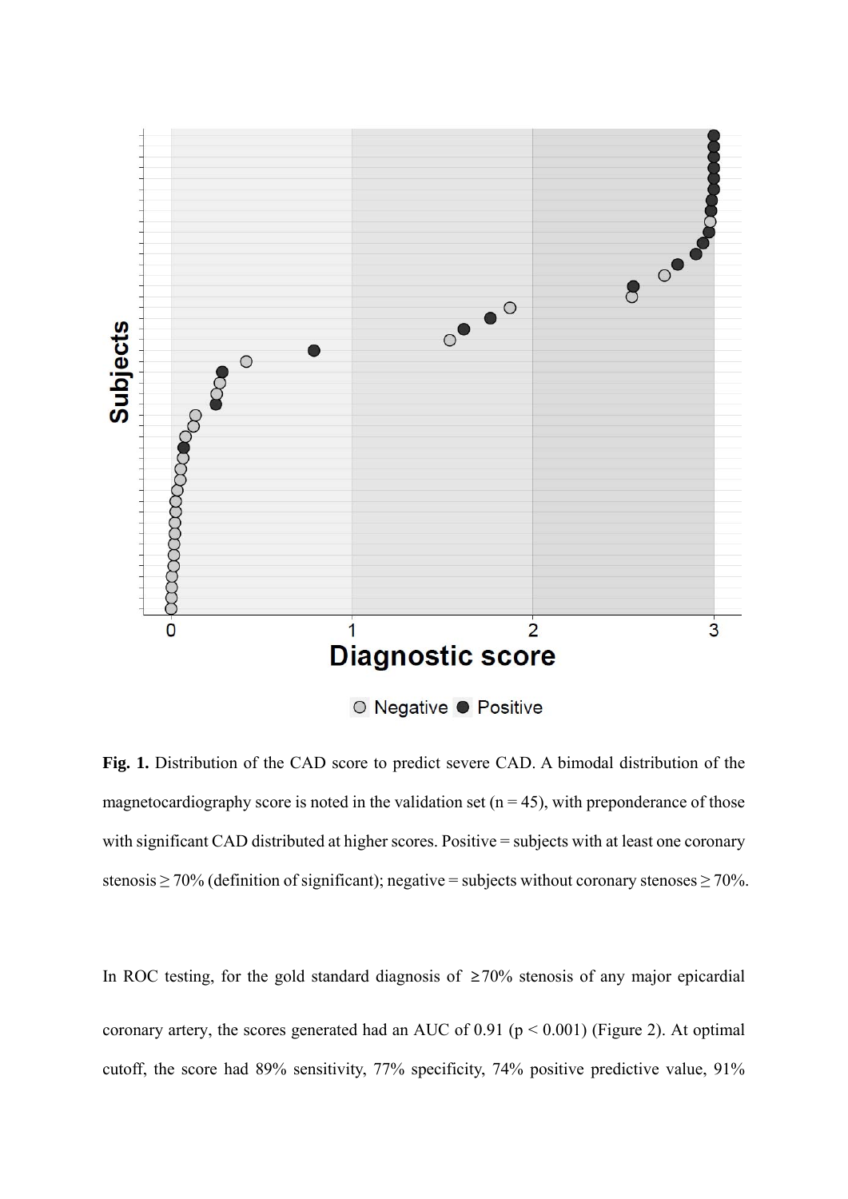**Fig. 1.** Distribution of the CAD score to predict severe CAD. A bimodal distribution of the magnetocardiography score is noted in the validation set (n = 45), with preponderance of those with significant CAD distributed at higher scores. Positive = subjects with at least one coronary stenosis ≥ 70% (definition of significant); negative = subjects without coronary stenoses ≥ 70%.

In ROC testing, for the gold standard diagnosis of ≥70% stenosis of any major epicardial coronary artery, the scores generated had an AUC of 0.91 ($p < 0.001$) (Figure 2). At optimal cutoff, the score had 89% sensitivity, 77% specificity, 74% positive predictive value, 91%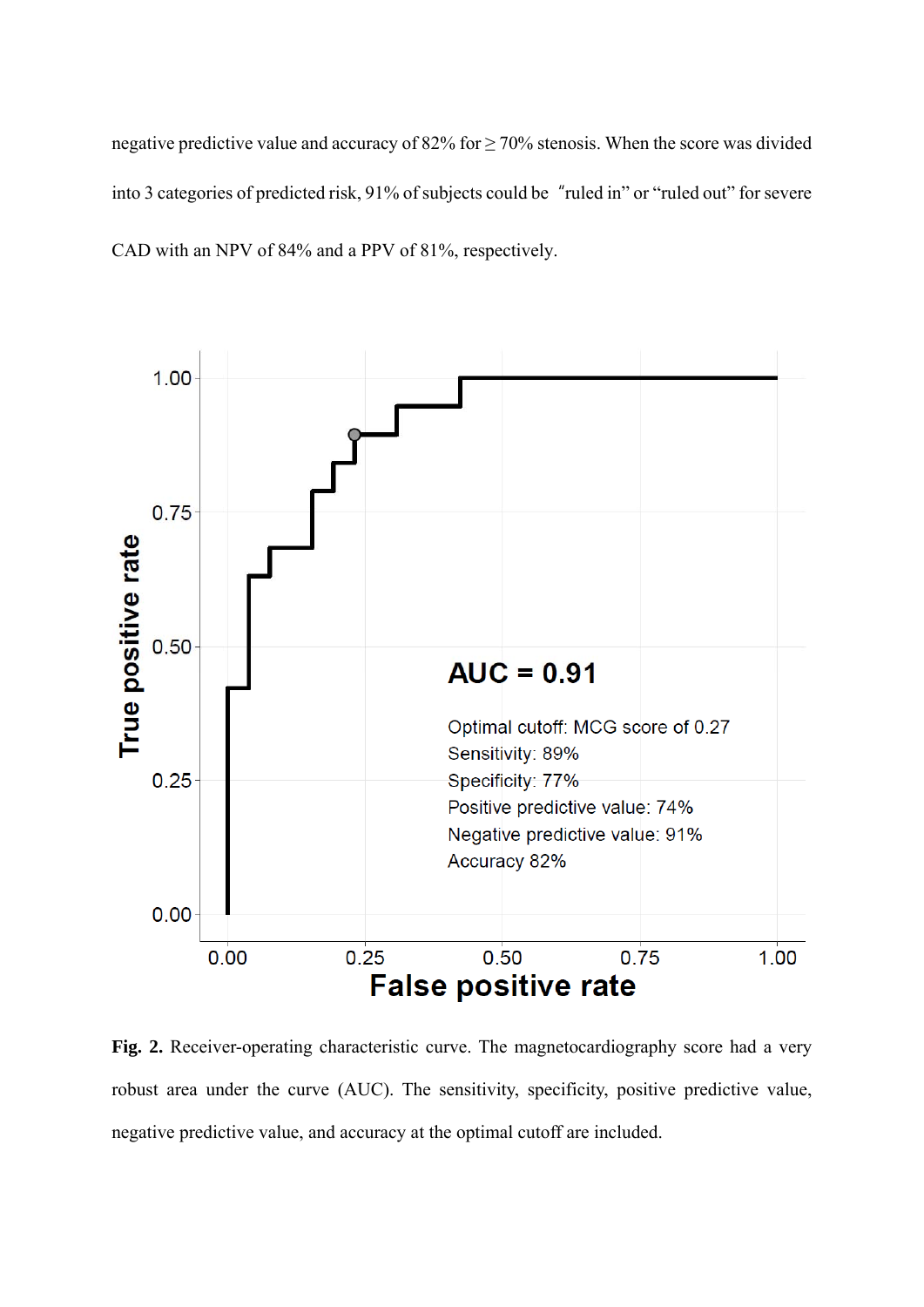negative predictive value and accuracy of 82% for ≥ 70% stenosis. When the score was divided into 3 categories of predicted risk, 91% of subjects could be "ruled in" or "ruled out" for severe CAD with an NPV of 84% and a PPV of 81%, respectively.

**Fig. 2.** Receiver-operating characteristic curve. The magnetocardiography score had a very robust area under the curve (AUC). The sensitivity, specificity, positive predictive value, negative predictive value, and accuracy at the optimal cutoff are included.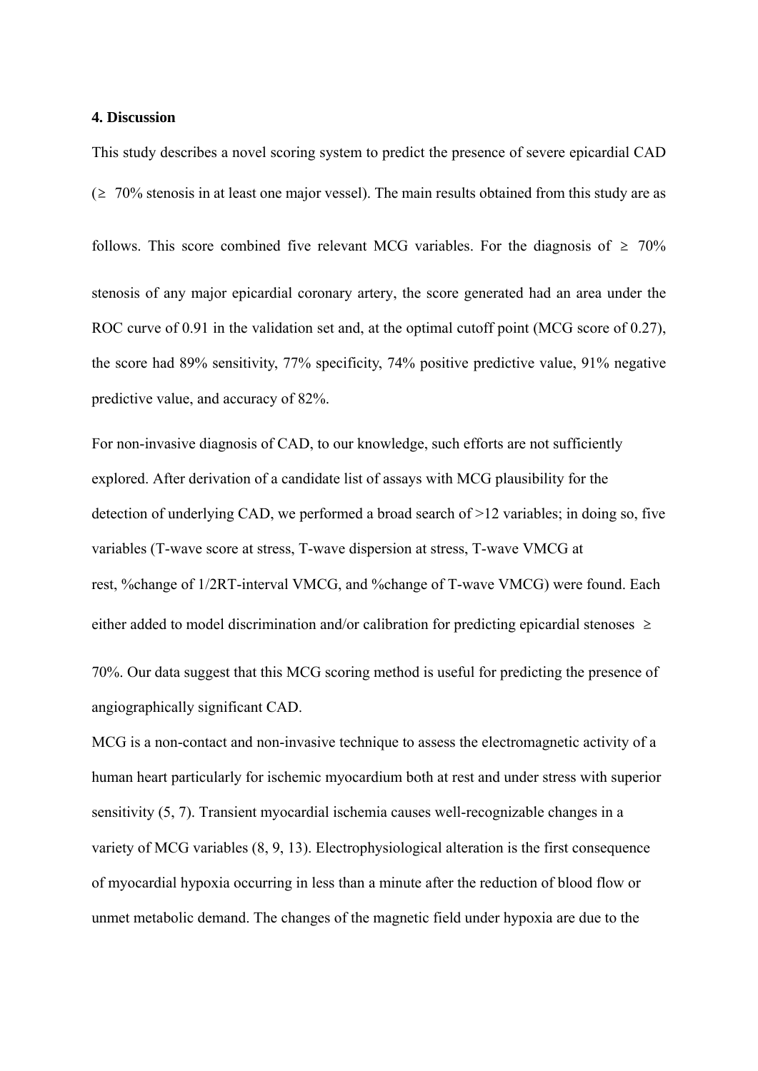### 4. Discussion

This study describes a novel scoring system to predict the presence of severe epicardial CAD (≥ 70% stenosis in at least one major vessel). The main results obtained from this study are as follows. This score combined five relevant MCG variables. For the diagnosis of ≥ 70% stenosis of any major epicardial coronary artery, the score generated had an area under the ROC curve of 0.91 in the validation set and, at the optimal cutoff point (MCG score of 0.27), the score had 89% sensitivity, 77% specificity, 74% positive predictive value, 91% negative predictive value, and accuracy of 82%.

For non-invasive diagnosis of CAD, to our knowledge, such efforts are not sufficiently explored. After derivation of a candidate list of assays with MCG plausibility for the detection of underlying CAD, we performed a broad search of >12 variables; in doing so, five variables (T-wave score at stress, T-wave dispersion at stress, T-wave VMCG at rest, %change of 1/2RT-interval VMCG, and %change of T-wave VMCG) were found. Each either added to model discrimination and/or calibration for predicting epicardial stenoses ≥ 70%. Our data suggest that this MCG scoring method is useful for predicting the presence of angiographically significant CAD.

MCG is a non-contact and non-invasive technique to assess the electromagnetic activity of a human heart particularly for ischemic myocardium both at rest and under stress with superior sensitivity (5, 7). Transient myocardial ischemia causes well-recognizable changes in a variety of MCG variables (8, 9, 13). Electrophysiological alteration is the first consequence of myocardial hypoxia occurring in less than a minute after the reduction of blood flow or unmet metabolic demand. The changes of the magnetic field under hypoxia are due to the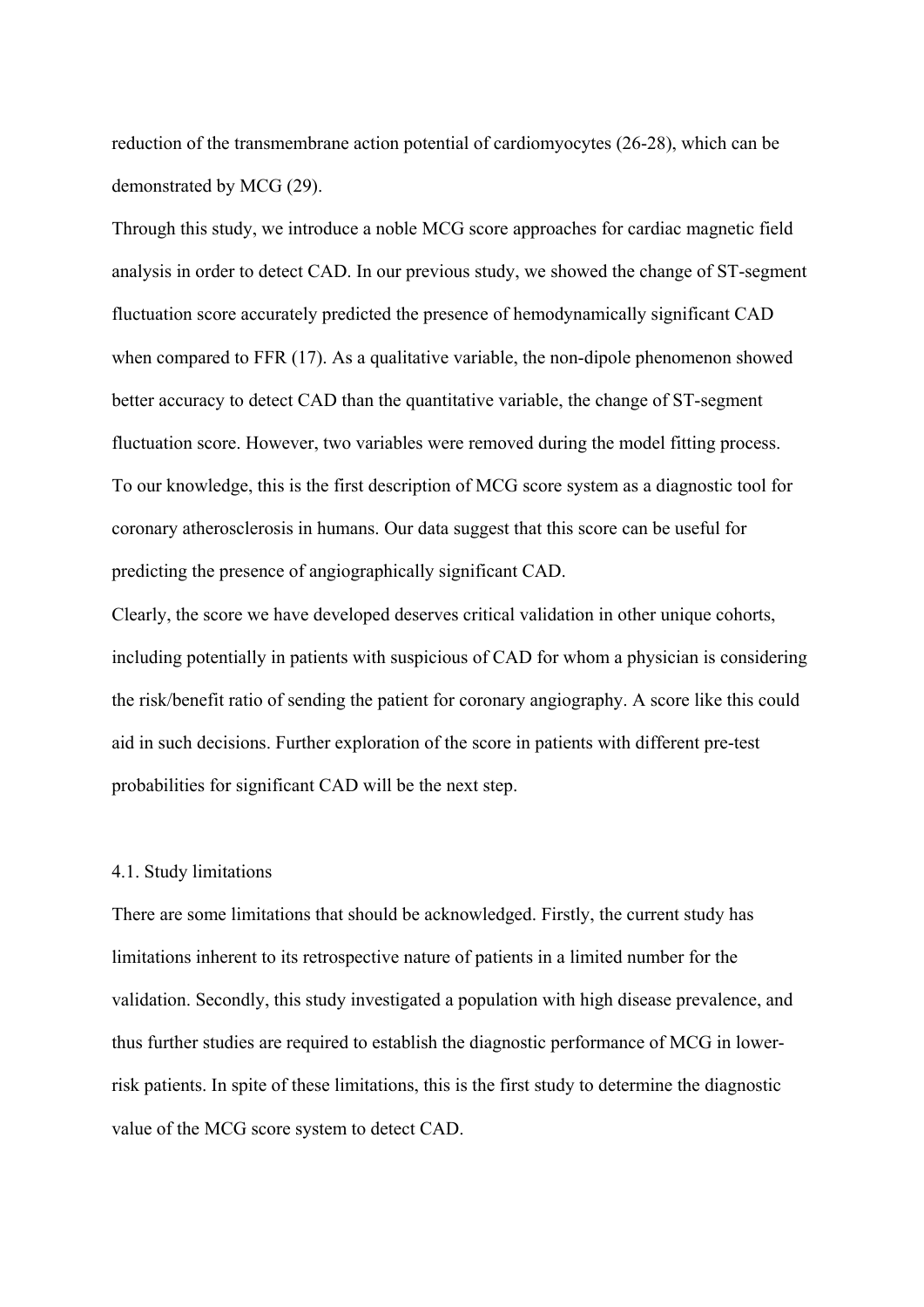reduction of the transmembrane action potential of cardiomyocytes (26-28), which can be demonstrated by MCG (29).

Through this study, we introduce a noble MCG score approaches for cardiac magnetic field analysis in order to detect CAD. In our previous study, we showed the change of ST-segment fluctuation score accurately predicted the presence of hemodynamically significant CAD when compared to FFR (17). As a qualitative variable, the non-dipole phenomenon showed better accuracy to detect CAD than the quantitative variable, the change of ST-segment fluctuation score. However, two variables were removed during the model fitting process. To our knowledge, this is the first description of MCG score system as a diagnostic tool for coronary atherosclerosis in humans. Our data suggest that this score can be useful for predicting the presence of angiographically significant CAD.

Clearly, the score we have developed deserves critical validation in other unique cohorts, including potentially in patients with suspicious of CAD for whom a physician is considering the risk/benefit ratio of sending the patient for coronary angiography. A score like this could aid in such decisions. Further exploration of the score in patients with different pre-test probabilities for significant CAD will be the next step.

## 4.1. Study limitations

There are some limitations that should be acknowledged. Firstly, the current study has limitations inherent to its retrospective nature of patients in a limited number for the validation. Secondly, this study investigated a population with high disease prevalence, and thus further studies are required to establish the diagnostic performance of MCG in lower-risk patients. In spite of these limitations, this is the first study to determine the diagnostic value of the MCG score system to detect CAD.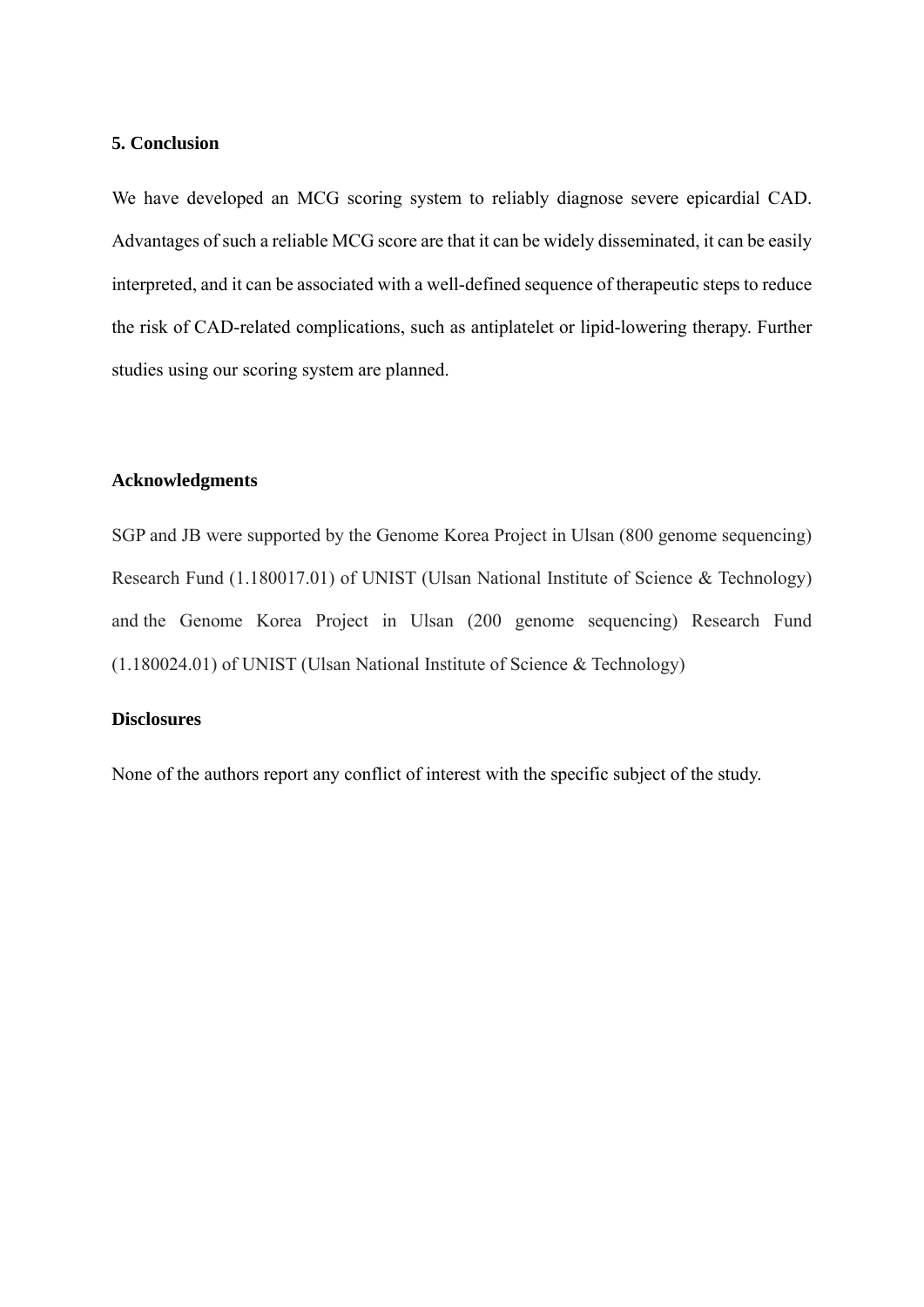## 5. Conclusion

We have developed an MCG scoring system to reliably diagnose severe epicardial CAD. Advantages of such a reliable MCG score are that it can be widely disseminated, it can be easily interpreted, and it can be associated with a well-defined sequence of therapeutic steps to reduce the risk of CAD-related complications, such as antiplatelet or lipid-lowering therapy. Further studies using our scoring system are planned.

## Acknowledgments

SGP and JB were supported by the Genome Korea Project in Ulsan (800 genome sequencing) Research Fund (1.180017.01) of UNIST (Ulsan National Institute of Science & Technology) and the Genome Korea Project in Ulsan (200 genome sequencing) Research Fund (1.180024.01) of UNIST (Ulsan National Institute of Science & Technology)

## Disclosures

None of the authors report any conflict of interest with the specific subject of the study.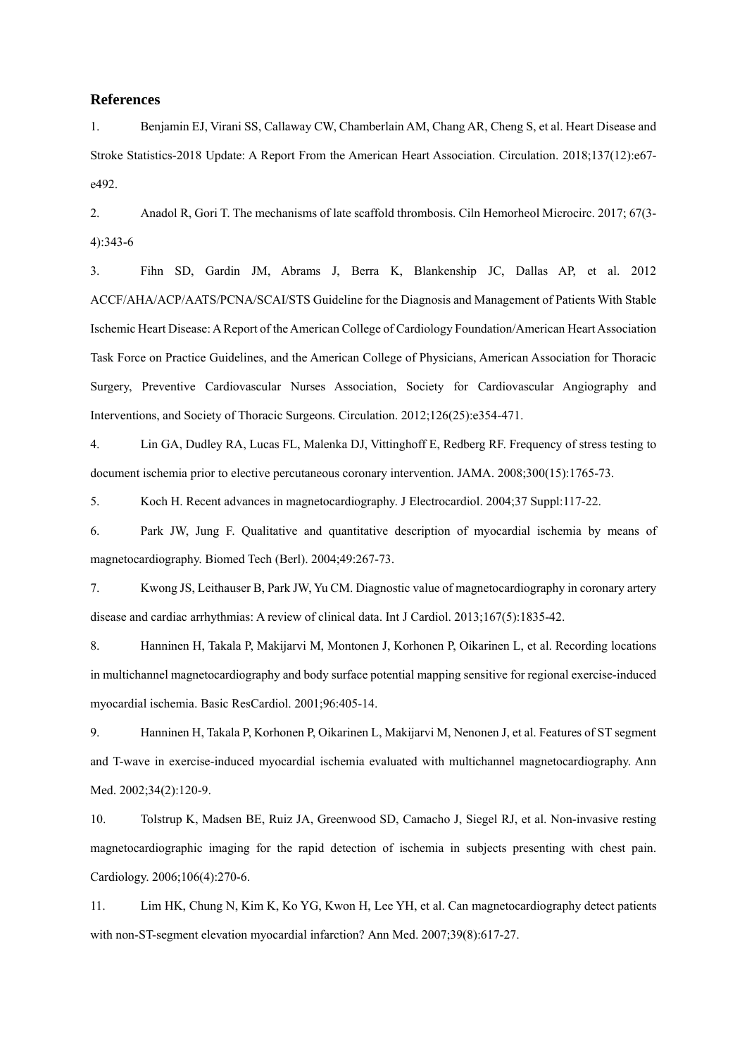## References

1. Benjamin EJ, Virani SS, Callaway CW, Chamberlain AM, Chang AR, Cheng S, et al. Heart Disease and Stroke Statistics-2018 Update: A Report From the American Heart Association. Circulation. 2018;137(12):e67-e492.

2. Anadol R, Gori T. The mechanisms of late scaffold thrombosis. Ciln Hemorheol Microcirc. 2017; 67(3-4):343-6

3. Fihn SD, Gardin JM, Abrams J, Berra K, Blankenship JC, Dallas AP, et al. 2012 ACCF/AHA/ACP/AATS/PCNA/SCAI/STS Guideline for the Diagnosis and Management of Patients With Stable Ischemic Heart Disease: A Report of the American College of Cardiology Foundation/American Heart Association Task Force on Practice Guidelines, and the American College of Physicians, American Association for Thoracic Surgery, Preventive Cardiovascular Nurses Association, Society for Cardiovascular Angiography and Interventions, and Society of Thoracic Surgeons. Circulation. 2012;126(25):e354-471.

4. Lin GA, Dudley RA, Lucas FL, Malenka DJ, Vittinghoff E, Redberg RF. Frequency of stress testing to document ischemia prior to elective percutaneous coronary intervention. JAMA. 2008;300(15):1765-73.

5. Koch H. Recent advances in magnetocardiography. J Electrocardiol. 2004;37 Suppl:117-22.

6. Park JW, Jung F. Qualitative and quantitative description of myocardial ischemia by means of magnetocardiography. Biomed Tech (Berl). 2004;49:267-73.

7. Kwong JS, Leithauser B, Park JW, Yu CM. Diagnostic value of magnetocardiography in coronary artery disease and cardiac arrhythmias: A review of clinical data. Int J Cardiol. 2013;167(5):1835-42.

8. Hanninen H, Takala P, Makijarvi M, Montonen J, Korhonen P, Oikarinen L, et al. Recording locations in multichannel magnetocardiography and body surface potential mapping sensitive for regional exercise-induced myocardial ischemia. Basic ResCardiol. 2001;96:405-14.

9. Hanninen H, Takala P, Korhonen P, Oikarinen L, Makijarvi M, Nenonen J, et al. Features of ST segment and T-wave in exercise-induced myocardial ischemia evaluated with multichannel magnetocardiography. Ann Med. 2002;34(2):120-9.

10. Tolstrup K, Madsen BE, Ruiz JA, Greenwood SD, Camacho J, Siegel RJ, et al. Non-invasive resting magnetocardiographic imaging for the rapid detection of ischemia in subjects presenting with chest pain. Cardiology. 2006;106(4):270-6.

11. Lim HK, Chung N, Kim K, Ko YG, Kwon H, Lee YH, et al. Can magnetocardiography detect patients with non-ST-segment elevation myocardial infarction? Ann Med. 2007;39(8):617-27.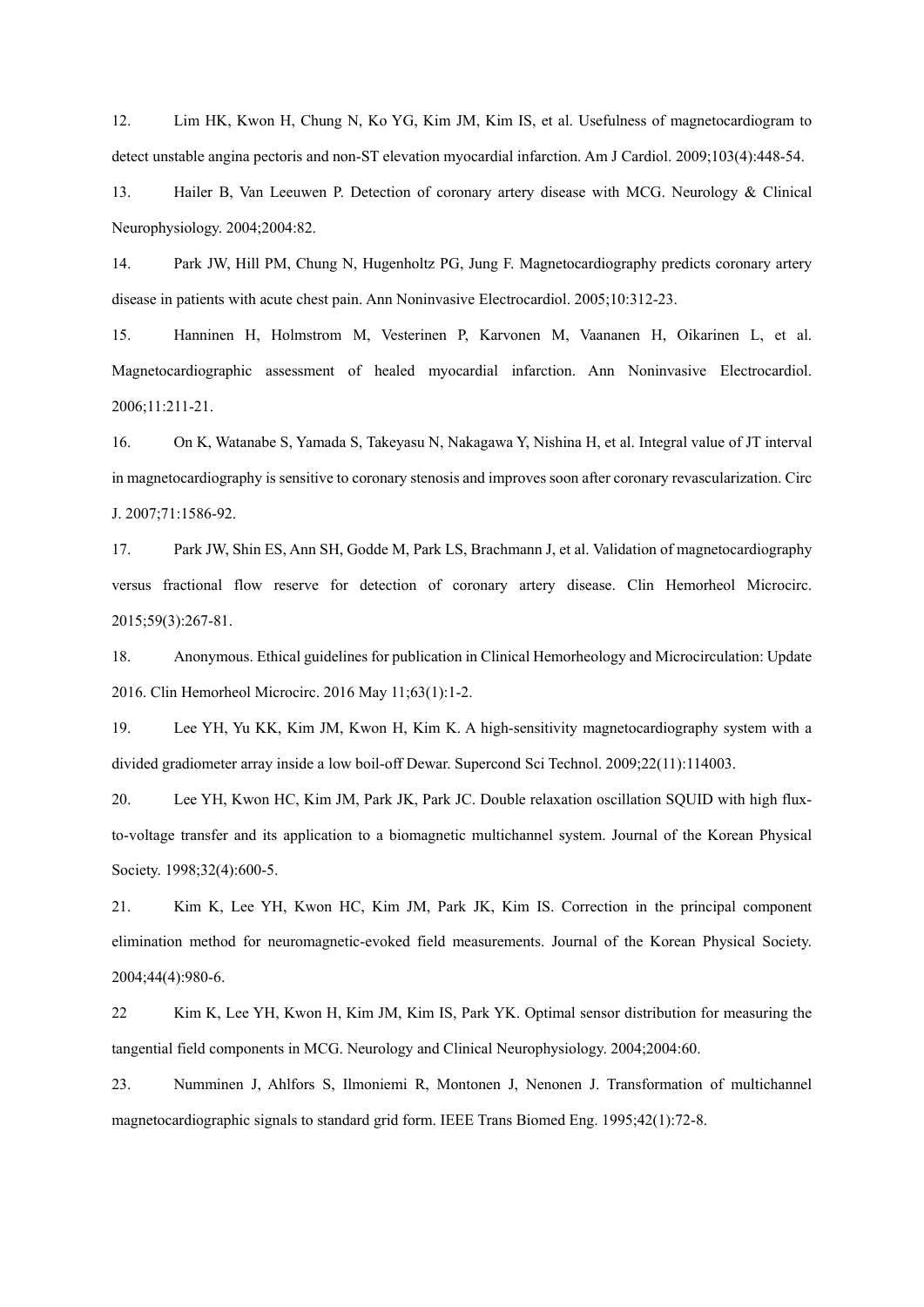12. Lim HK, Kwon H, Chung N, Ko YG, Kim JM, Kim IS, et al. Usefulness of magnetocardiogram to detect unstable angina pectoris and non-ST elevation myocardial infarction. Am J Cardiol. 2009;103(4):448-54.

13. Hailer B, Van Leeuwen P. Detection of coronary artery disease with MCG. Neurology & Clinical Neurophysiology. 2004;2004:82.

14. Park JW, Hill PM, Chung N, Hugenholtz PG, Jung F. Magnetocardiography predicts coronary artery disease in patients with acute chest pain. Ann Noninvasive Electrocardiol. 2005;10:312-23.

15. Hanninen H, Holmstrom M, Vesterinen P, Karvonen M, Vaananen H, Oikarinen L, et al. Magnetocardiographic assessment of healed myocardial infarction. Ann Noninvasive Electrocardiol. 2006;11:211-21.

16. On K, Watanabe S, Yamada S, Takeyasu N, Nakagawa Y, Nishina H, et al. Integral value of JT interval in magnetocardiography is sensitive to coronary stenosis and improves soon after coronary revascularization. Circ J. 2007;71:1586-92.

17. Park JW, Shin ES, Ann SH, Godde M, Park LS, Brachmann J, et al. Validation of magnetocardiography versus fractional flow reserve for detection of coronary artery disease. Clin Hemorheol Microcirc. 2015;59(3):267-81.

18. Anonymous. Ethical guidelines for publication in Clinical Hemorheology and Microcirculation: Update 2016. Clin Hemorheol Microcirc. 2016 May 11;63(1):1-2.

19. Lee YH, Yu KK, Kim JM, Kwon H, Kim K. A high-sensitivity magnetocardiography system with a divided gradiometer array inside a low boil-off Dewar. Supercond Sci Technol. 2009;22(11):114003.

20. Lee YH, Kwon HC, Kim JM, Park JK, Park JC. Double relaxation oscillation SQUID with high flux-to-voltage transfer and its application to a biomagnetic multichannel system. Journal of the Korean Physical Society. 1998;32(4):600-5.

21. Kim K, Lee YH, Kwon HC, Kim JM, Park JK, Kim IS. Correction in the principal component elimination method for neuromagnetic-evoked field measurements. Journal of the Korean Physical Society. 2004;44(4):980-6.

22 Kim K, Lee YH, Kwon H, Kim JM, Kim IS, Park YK. Optimal sensor distribution for measuring the tangential field components in MCG. Neurology and Clinical Neurophysiology. 2004;2004:60.

23. Numminen J, Ahlfors S, Ilmoniemi R, Montonen J, Nenonen J. Transformation of multichannel magnetocardiographic signals to standard grid form. IEEE Trans Biomed Eng. 1995;42(1):72-8.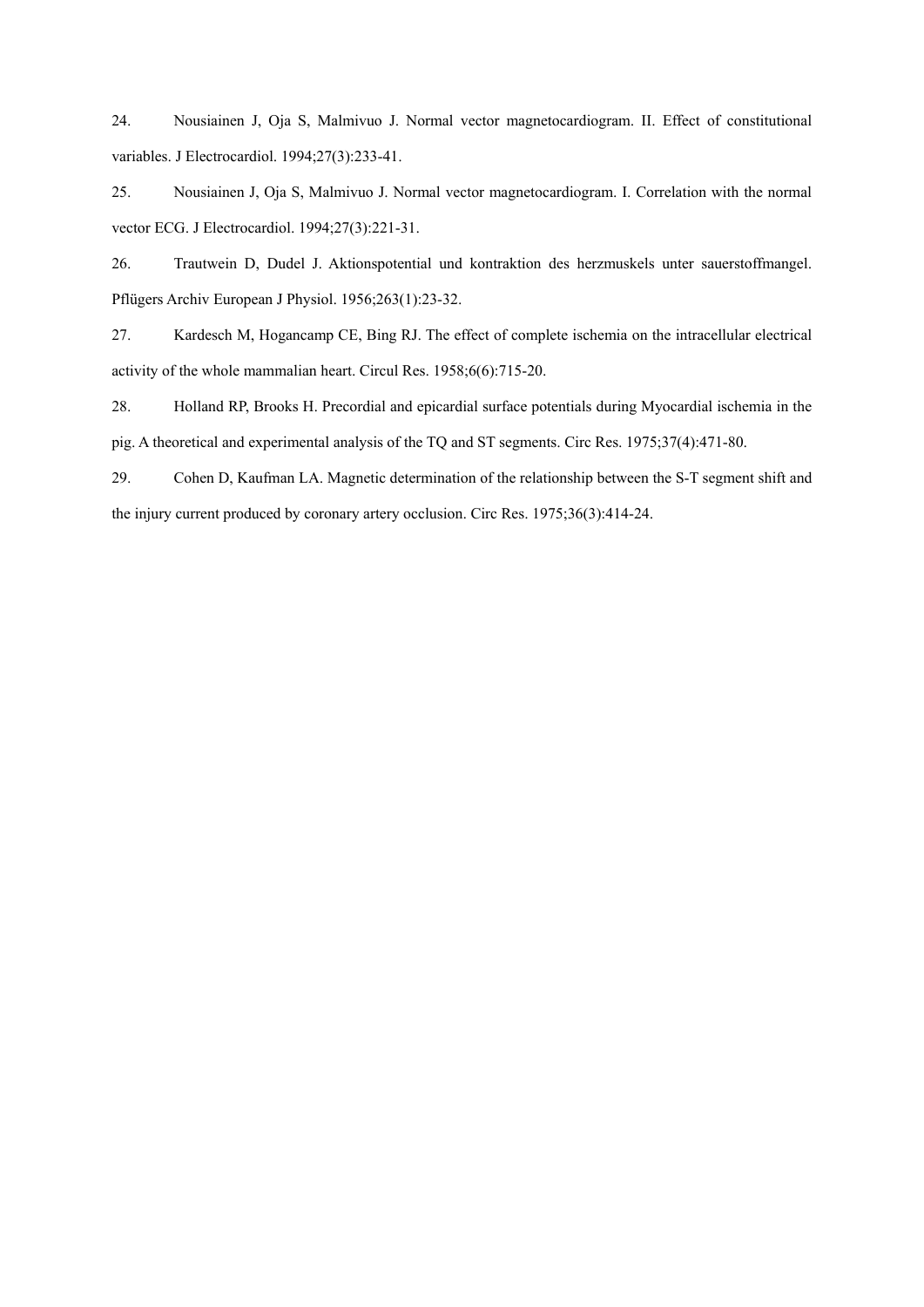24. Nousiainen J, Oja S, Malmivuo J. Normal vector magnetocardiogram. II. Effect of constitutional variables. J Electrocardiol. 1994;27(3):233-41.

25. Nousiainen J, Oja S, Malmivuo J. Normal vector magnetocardiogram. I. Correlation with the normal vector ECG. J Electrocardiol. 1994;27(3):221-31.

26. Trautwein D, Dudel J. Aktionspotential und kontraktion des herzmuskels unter sauerstoffmangel. Pflügers Archiv European J Physiol. 1956;263(1):23-32.

27. Kardesch M, Hogancamp CE, Bing RJ. The effect of complete ischemia on the intracellular electrical activity of the whole mammalian heart. Circul Res. 1958;6(6):715-20.

28. Holland RP, Brooks H. Precordial and epicardial surface potentials during Myocardial ischemia in the pig. A theoretical and experimental analysis of the TQ and ST segments. Circ Res. 1975;37(4):471-80.

29. Cohen D, Kaufman LA. Magnetic determination of the relationship between the S-T segment shift and the injury current produced by coronary artery occlusion. Circ Res. 1975;36(3):414-24.